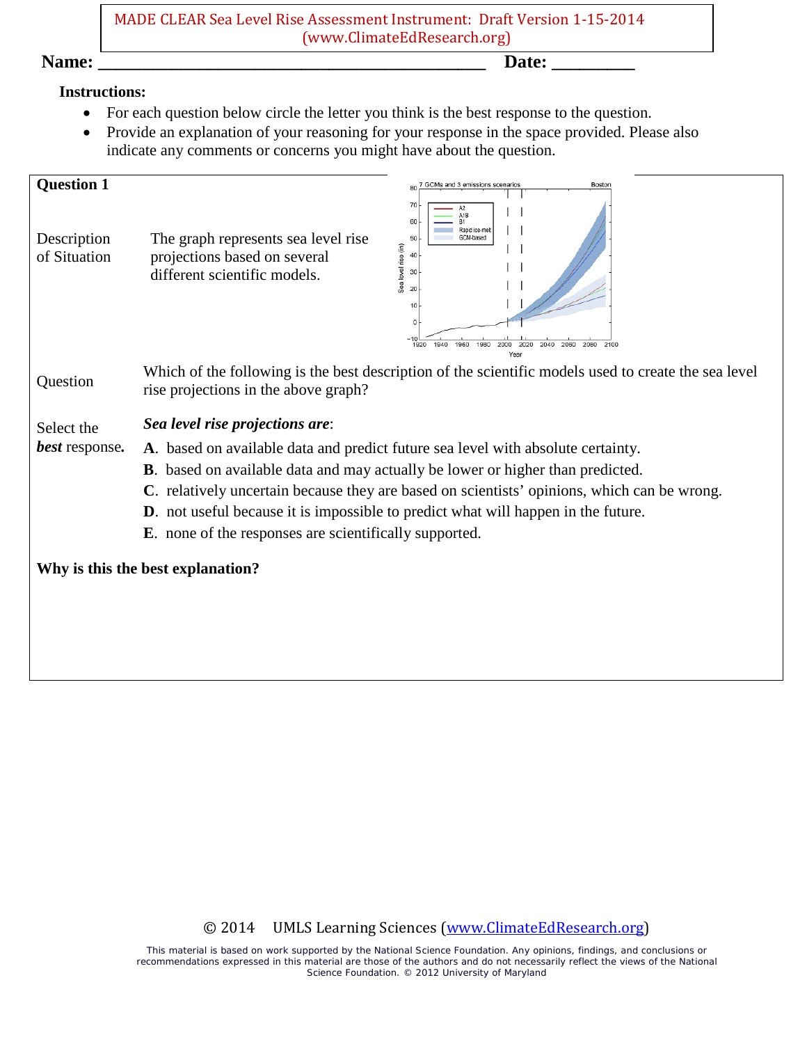MADE CLEAR Sea Level Rise Assessment Instrument: Draft Version 1-15-2014
(www.ClimateEdResearch.org)

**Name:** ___________________________________________ **Date:** _________

**Instructions:**

- For each question below circle the letter you think is the best response to the question.
- Provide an explanation of your reasoning for your response in the space provided. Please also indicate any comments or concerns you might have about the question.

**Question 1**

Description of Situation: The graph represents sea level rise projections based on several different scientific models.

Question: Which of the following is the best description of the scientific models used to create the sea level rise projections in the above graph?

Select the ***best*** response.

***Sea level rise projections are***:

**A**. based on available data and predict future sea level with absolute certainty.

**B**. based on available data and may actually be lower or higher than predicted.

**C**. relatively uncertain because they are based on scientists' opinions, which can be wrong.

**D**. not useful because it is impossible to predict what will happen in the future.

**E**. none of the responses are scientifically supported.

**Why is this the best explanation?**

© 2014 UMLS Learning Sciences (www.ClimateEdResearch.org)

This material is based on work supported by the National Science Foundation. Any opinions, findings, and conclusions or recommendations expressed in this material are those of the authors and do not necessarily reflect the views of the National Science Foundation. © 2012 University of Maryland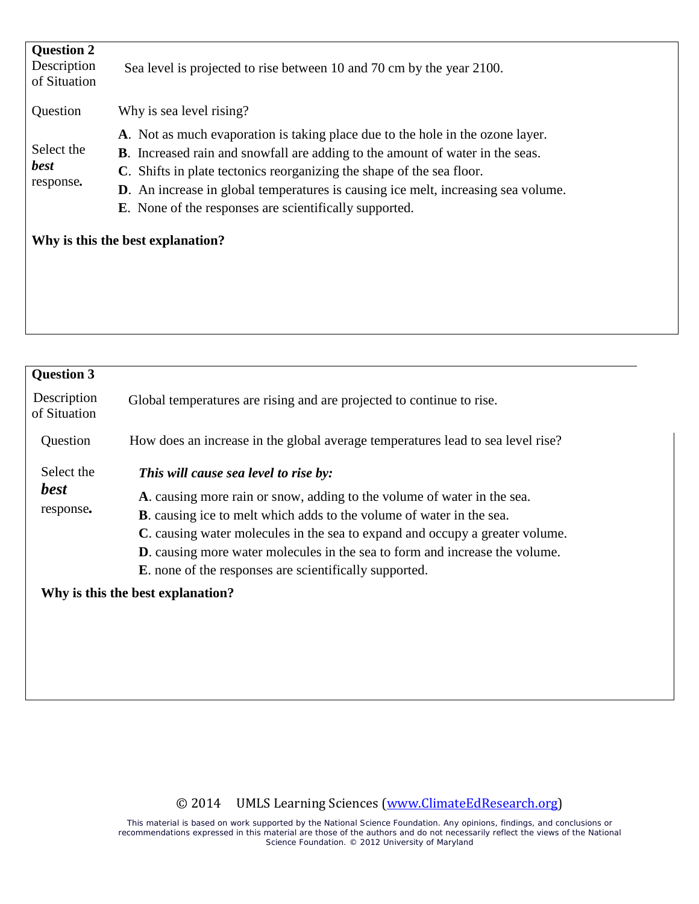**Question 2**

| | |
|---|---|
| Description of Situation | Sea level is projected to rise between 10 and 70 cm by the year 2100. |
| Question | Why is sea level rising? |
| Select the ***best*** response**.** | **A**. Not as much evaporation is taking place due to the hole in the ozone layer.<br>**B**. Increased rain and snowfall are adding to the amount of water in the seas.<br>**C**. Shifts in plate tectonics reorganizing the shape of the sea floor.<br>**D**. An increase in global temperatures is causing ice melt, increasing sea volume.<br>**E**. None of the responses are scientifically supported. |

**Why is this the best explanation?**

**Question 3**

| | |
|---|---|
| Description of Situation | Global temperatures are rising and are projected to continue to rise. |
| Question | How does an increase in the global average temperatures lead to sea level rise? |
| Select the ***best*** response**.** | ***This will cause sea level to rise by:***<br>**A**. causing more rain or snow, adding to the volume of water in the sea.<br>**B**. causing ice to melt which adds to the volume of water in the sea.<br>**C**. causing water molecules in the sea to expand and occupy a greater volume.<br>**D**. causing more water molecules in the sea to form and increase the volume.<br>**E**. none of the responses are scientifically supported. |

**Why is this the best explanation?**

© 2014 UMLS Learning Sciences (www.ClimateEdResearch.org)

This material is based on work supported by the National Science Foundation. Any opinions, findings, and conclusions or recommendations expressed in this material are those of the authors and do not necessarily reflect the views of the National Science Foundation. © 2012 University of Maryland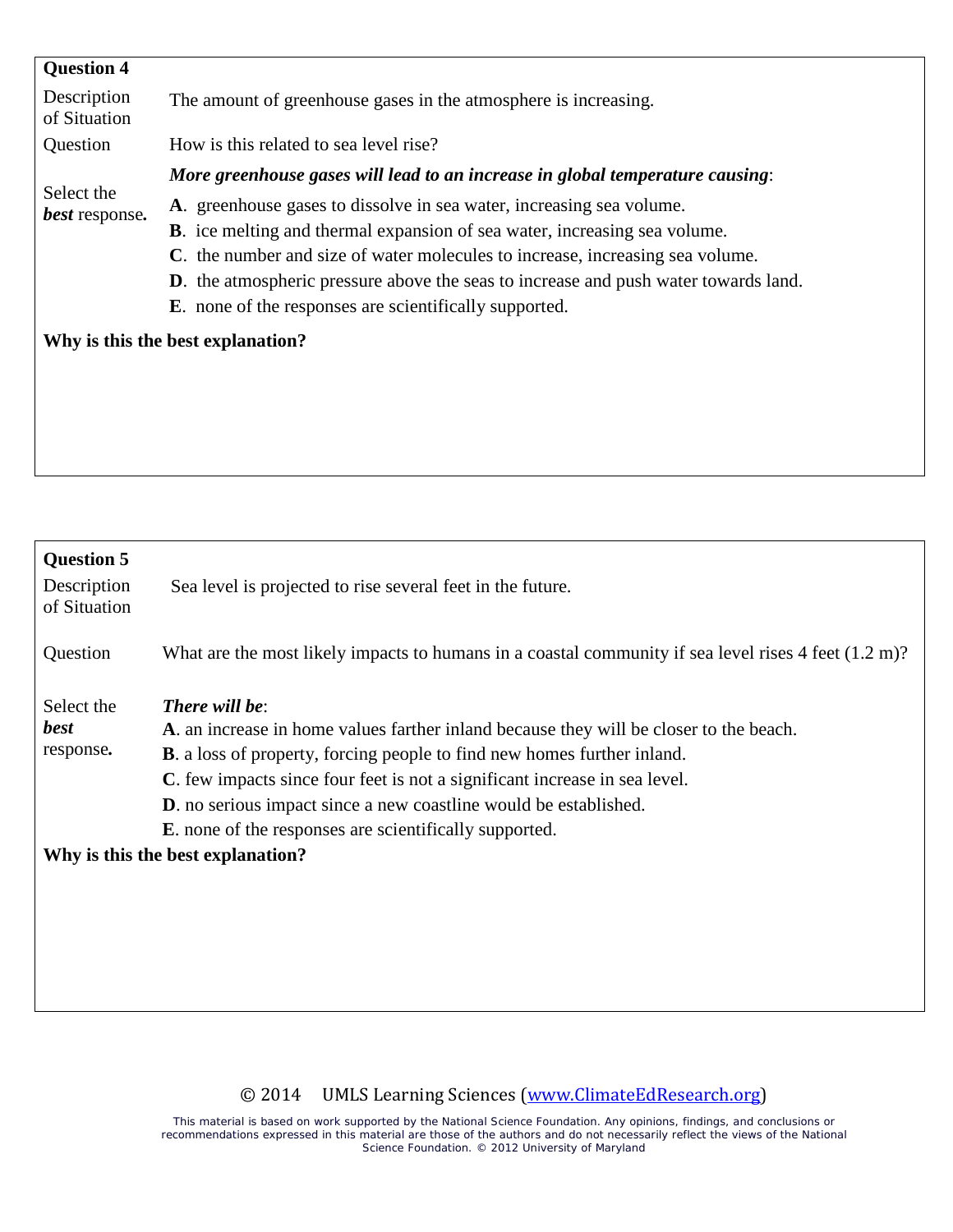**Question 4**

| | |
|---|---|
| Description of Situation | The amount of greenhouse gases in the atmosphere is increasing. |
| Question | How is this related to sea level rise? |
| Select the ***best*** response**.** | ***More greenhouse gases will lead to an increase in global temperature causing***:<br>**A**. greenhouse gases to dissolve in sea water, increasing sea volume.<br>**B**. ice melting and thermal expansion of sea water, increasing sea volume.<br>**C**. the number and size of water molecules to increase, increasing sea volume.<br>**D**. the atmospheric pressure above the seas to increase and push water towards land.<br>**E**. none of the responses are scientifically supported. |

**Why is this the best explanation?**

**Question 5**

| | |
|---|---|
| Description of Situation | Sea level is projected to rise several feet in the future. |
| Question | What are the most likely impacts to humans in a coastal community if sea level rises 4 feet (1.2 m)? |
| Select the ***best*** response**.** | ***There will be***:<br>**A**. an increase in home values farther inland because they will be closer to the beach.<br>**B**. a loss of property, forcing people to find new homes further inland.<br>**C**. few impacts since four feet is not a significant increase in sea level.<br>**D**. no serious impact since a new coastline would be established.<br>**E**. none of the responses are scientifically supported. |

**Why is this the best explanation?**

© 2014 UMLS Learning Sciences (www.ClimateEdResearch.org)

This material is based on work supported by the National Science Foundation. Any opinions, findings, and conclusions or recommendations expressed in this material are those of the authors and do not necessarily reflect the views of the National Science Foundation. © 2012 University of Maryland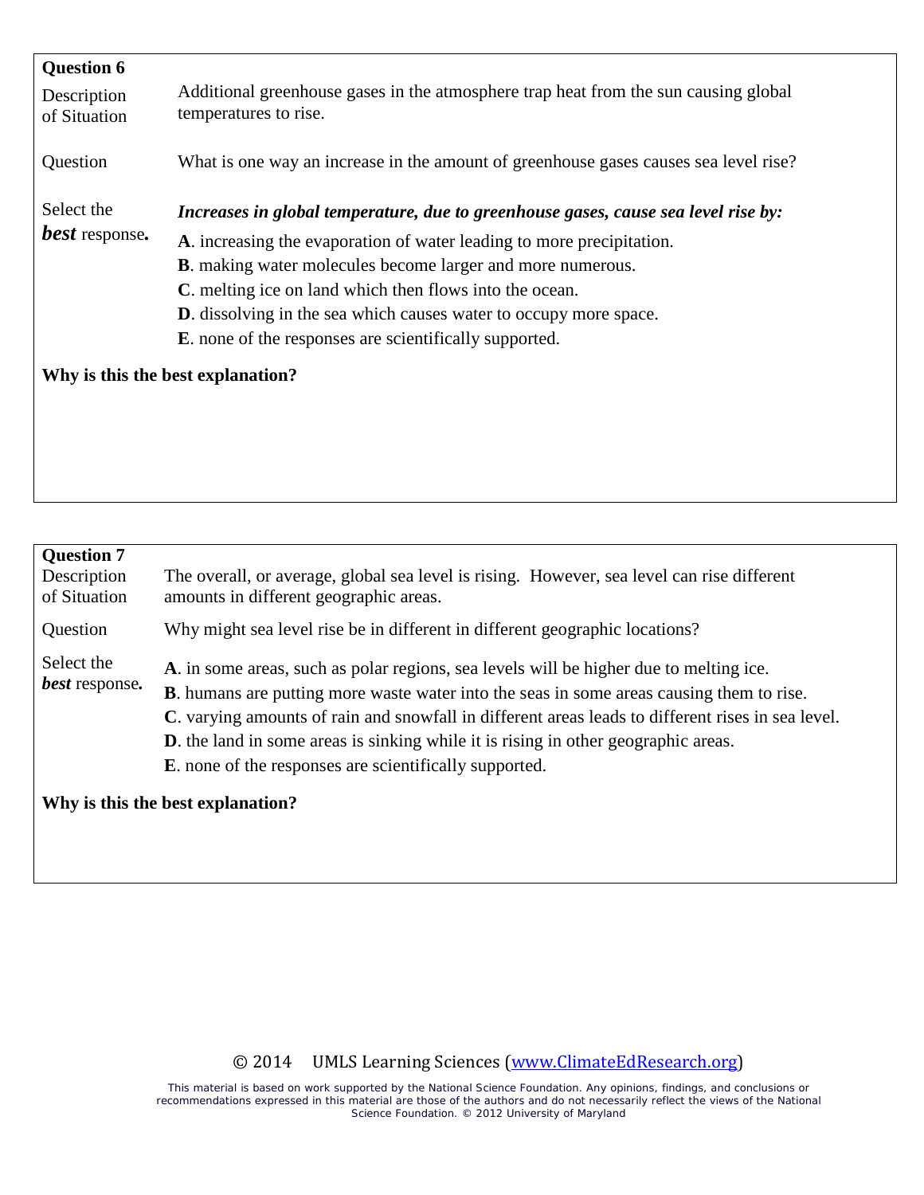**Question 6**

**Description of Situation**
Additional greenhouse gases in the atmosphere trap heat from the sun causing global temperatures to rise.

**Question**
What is one way an increase in the amount of greenhouse gases causes sea level rise?

**Select the *best* response.**

***Increases in global temperature, due to greenhouse gases, cause sea level rise by:***

**A**. increasing the evaporation of water leading to more precipitation.
**B**. making water molecules become larger and more numerous.
**C**. melting ice on land which then flows into the ocean.
**D**. dissolving in the sea which causes water to occupy more space.
**E**. none of the responses are scientifically supported.

**Why is this the best explanation?**

---

**Question 7**

**Description of Situation**
The overall, or average, global sea level is rising. However, sea level can rise different amounts in different geographic areas.

**Question**
Why might sea level rise be in different in different geographic locations?

**Select the *best* response.**

**A**. in some areas, such as polar regions, sea levels will be higher due to melting ice.
**B**. humans are putting more waste water into the seas in some areas causing them to rise.
**C**. varying amounts of rain and snowfall in different areas leads to different rises in sea level.
**D**. the land in some areas is sinking while it is rising in other geographic areas.
**E**. none of the responses are scientifically supported.

**Why is this the best explanation?**

© 2014 UMLS Learning Sciences (www.ClimateEdResearch.org)

This material is based on work supported by the National Science Foundation. Any opinions, findings, and conclusions or recommendations expressed in this material are those of the authors and do not necessarily reflect the views of the National Science Foundation. © 2012 University of Maryland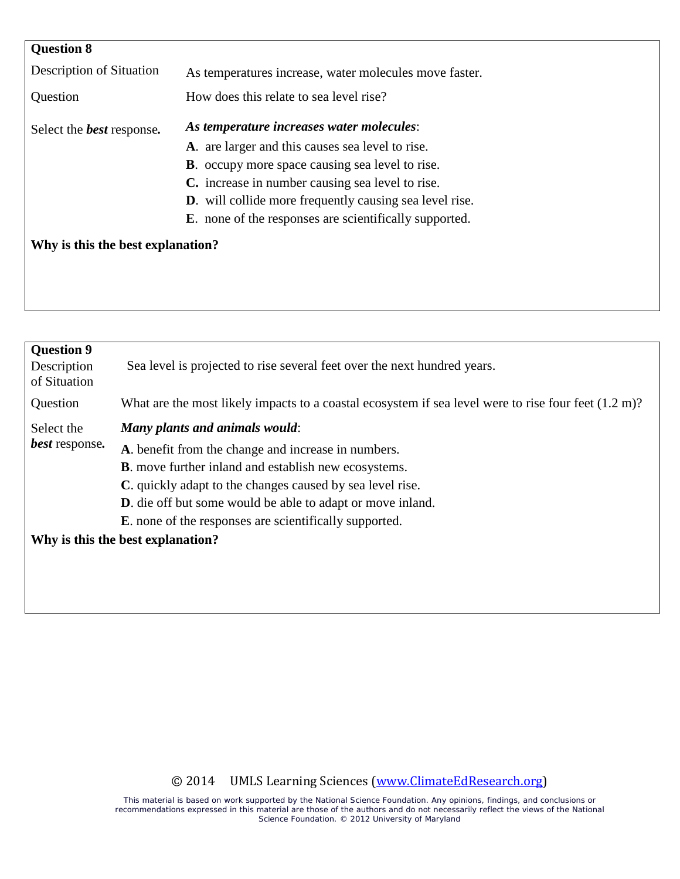**Question 8**

| | |
|---|---|
| Description of Situation | As temperatures increase, water molecules move faster. |
| Question | How does this relate to sea level rise? |
| Select the ***best*** response**.** | ***As temperature increases water molecules***:<br>**A**. are larger and this causes sea level to rise.<br>**B**. occupy more space causing sea level to rise.<br>**C.** increase in number causing sea level to rise.<br>**D**. will collide more frequently causing sea level rise.<br>**E**. none of the responses are scientifically supported. |

**Why is this the best explanation?**

**Question 9**

| | |
|---|---|
| Description of Situation | Sea level is projected to rise several feet over the next hundred years. |
| Question | What are the most likely impacts to a coastal ecosystem if sea level were to rise four feet (1.2 m)? |
| Select the ***best*** response**.** | ***Many plants and animals would***:<br>**A**. benefit from the change and increase in numbers.<br>**B**. move further inland and establish new ecosystems.<br>**C**. quickly adapt to the changes caused by sea level rise.<br>**D**. die off but some would be able to adapt or move inland.<br>**E**. none of the responses are scientifically supported. |

**Why is this the best explanation?**

© 2014 UMLS Learning Sciences (www.ClimateEdResearch.org)

This material is based on work supported by the National Science Foundation. Any opinions, findings, and conclusions or recommendations expressed in this material are those of the authors and do not necessarily reflect the views of the National Science Foundation. © 2012 University of Maryland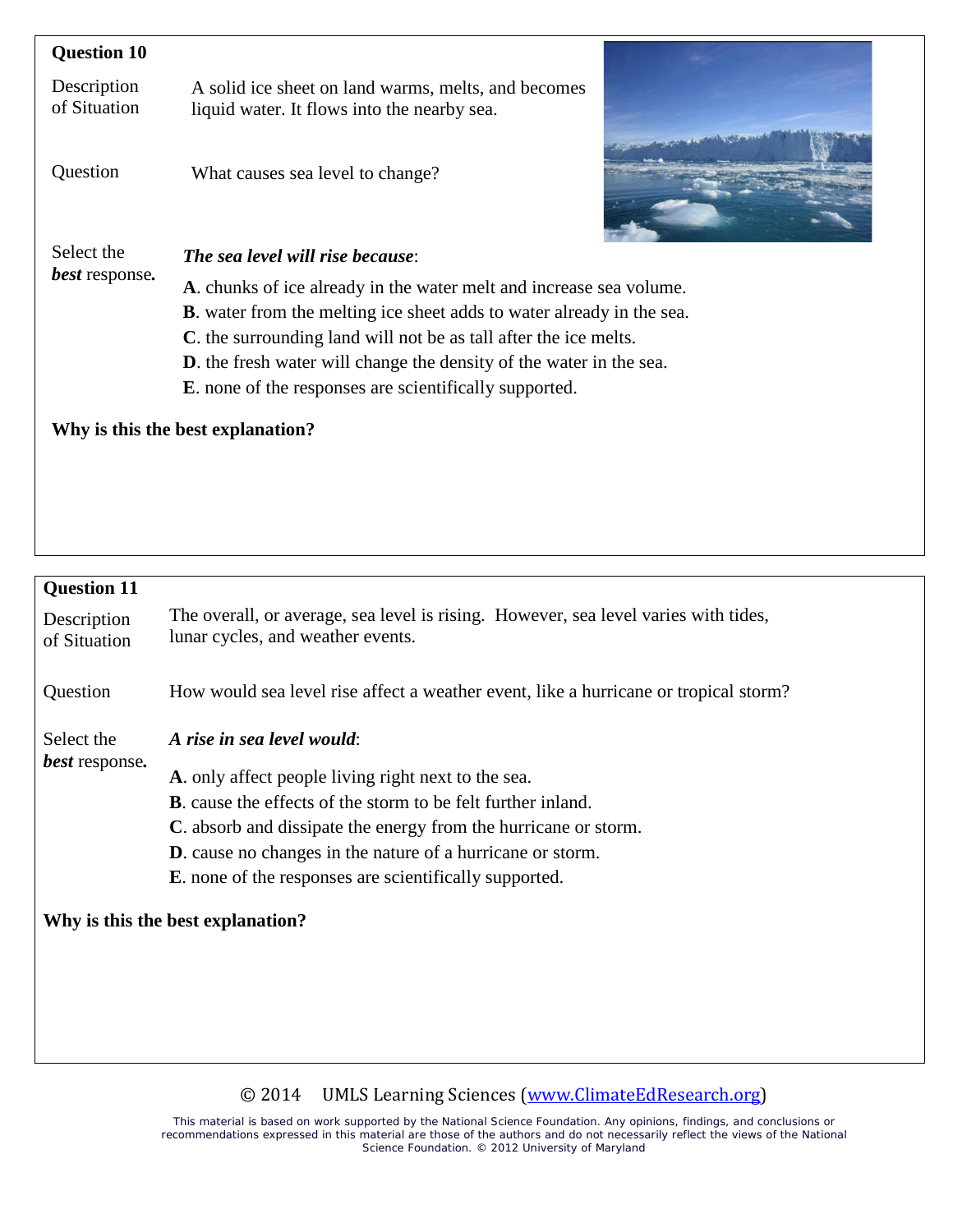**Question 10**

Description of Situation: A solid ice sheet on land warms, melts, and becomes liquid water. It flows into the nearby sea.

Question: What causes sea level to change?

Select the ***best*** response.

***The sea level will rise because***:

**A**. chunks of ice already in the water melt and increase sea volume.
**B**. water from the melting ice sheet adds to water already in the sea.
**C**. the surrounding land will not be as tall after the ice melts.
**D**. the fresh water will change the density of the water in the sea.
**E**. none of the responses are scientifically supported.

**Why is this the best explanation?**

**Question 11**

Description of Situation: The overall, or average, sea level is rising. However, sea level varies with tides, lunar cycles, and weather events.

Question: How would sea level rise affect a weather event, like a hurricane or tropical storm?

Select the ***best*** response.

***A rise in sea level would***:

**A**. only affect people living right next to the sea.
**B**. cause the effects of the storm to be felt further inland.
**C**. absorb and dissipate the energy from the hurricane or storm.
**D**. cause no changes in the nature of a hurricane or storm.
**E**. none of the responses are scientifically supported.

**Why is this the best explanation?**

© 2014 UMLS Learning Sciences (www.ClimateEdResearch.org)

This material is based on work supported by the National Science Foundation. Any opinions, findings, and conclusions or recommendations expressed in this material are those of the authors and do not necessarily reflect the views of the National Science Foundation. © 2012 University of Maryland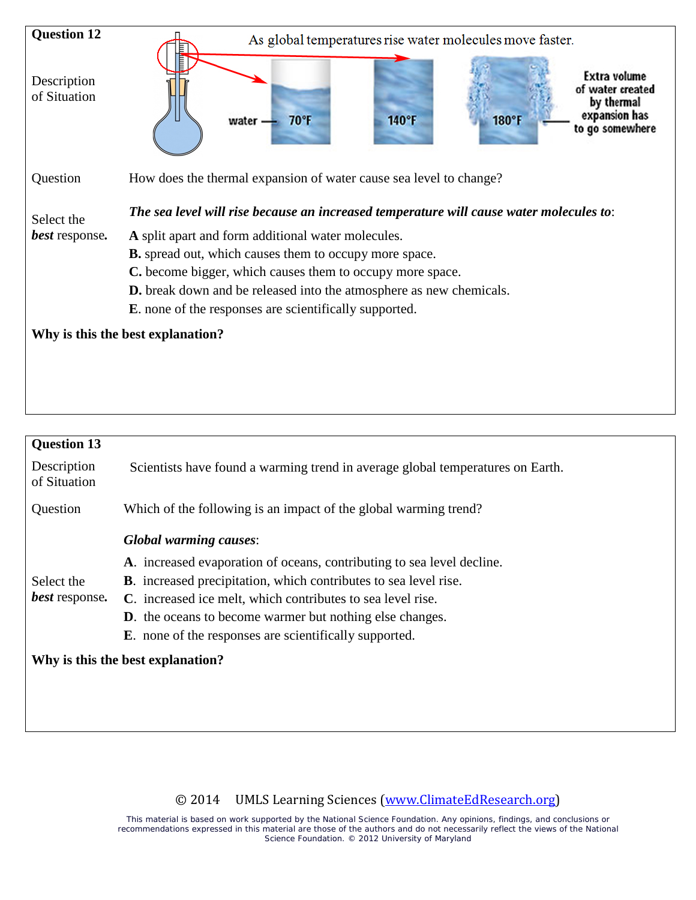**Question 12**

**Description of Situation**

As global temperatures rise water molecules move faster.

water — 70°F | 140°F | 180°F — Extra volume of water created by thermal expansion has to go somewhere

**Question**

How does the thermal expansion of water cause sea level to change?

**Select the *best* response.**

***The sea level will rise because an increased temperature will cause water molecules to*:**

**A** split apart and form additional water molecules.
**B.** spread out, which causes them to occupy more space.
**C.** become bigger, which causes them to occupy more space.
**D.** break down and be released into the atmosphere as new chemicals.
**E**. none of the responses are scientifically supported.

**Why is this the best explanation?**

---

**Question 13**

**Description of Situation**

Scientists have found a warming trend in average global temperatures on Earth.

**Question**

Which of the following is an impact of the global warming trend?

**Select the *best* response.**

***Global warming causes*:**

**A**. increased evaporation of oceans, contributing to sea level decline.
**B**. increased precipitation, which contributes to sea level rise.
**C**. increased ice melt, which contributes to sea level rise.
**D**. the oceans to become warmer but nothing else changes.
**E**. none of the responses are scientifically supported.

**Why is this the best explanation?**

---

© 2014 UMLS Learning Sciences (www.ClimateEdResearch.org)

This material is based on work supported by the National Science Foundation. Any opinions, findings, and conclusions or recommendations expressed in this material are those of the authors and do not necessarily reflect the views of the National Science Foundation. © 2012 University of Maryland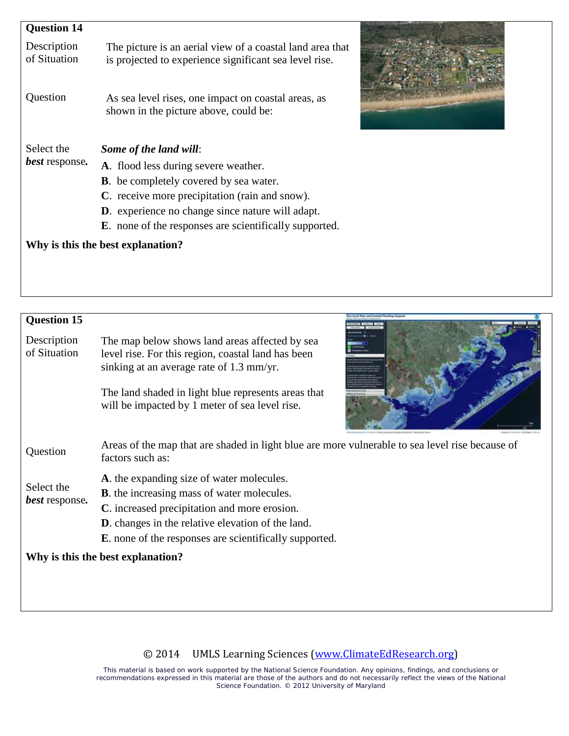## Question 14

**Description of Situation**

The picture is an aerial view of a coastal land area that is projected to experience significant sea level rise.

**Question**

As sea level rises, one impact on coastal areas, as shown in the picture above, could be:

**Select the *best* response.**

***Some of the land will*:**

**A**. flood less during severe weather.
**B**. be completely covered by sea water.
**C**. receive more precipitation (rain and snow).
**D**. experience no change since nature will adapt.
**E**. none of the responses are scientifically supported.

**Why is this the best explanation?**

## Question 15

**Description of Situation**

The map below shows land areas affected by sea level rise. For this region, coastal land has been sinking at an average rate of 1.3 mm/yr.

The land shaded in light blue represents areas that will be impacted by 1 meter of sea level rise.

**Question**

Areas of the map that are shaded in light blue are more vulnerable to sea level rise because of factors such as:

**Select the *best* response.**

**A**. the expanding size of water molecules.
**B**. the increasing mass of water molecules.
**C**. increased precipitation and more erosion.
**D**. changes in the relative elevation of the land.
**E**. none of the responses are scientifically supported.

**Why is this the best explanation?**

© 2014 UMLS Learning Sciences (www.ClimateEdResearch.org)

This material is based on work supported by the National Science Foundation. Any opinions, findings, and conclusions or recommendations expressed in this material are those of the authors and do not necessarily reflect the views of the National Science Foundation. © 2012 University of Maryland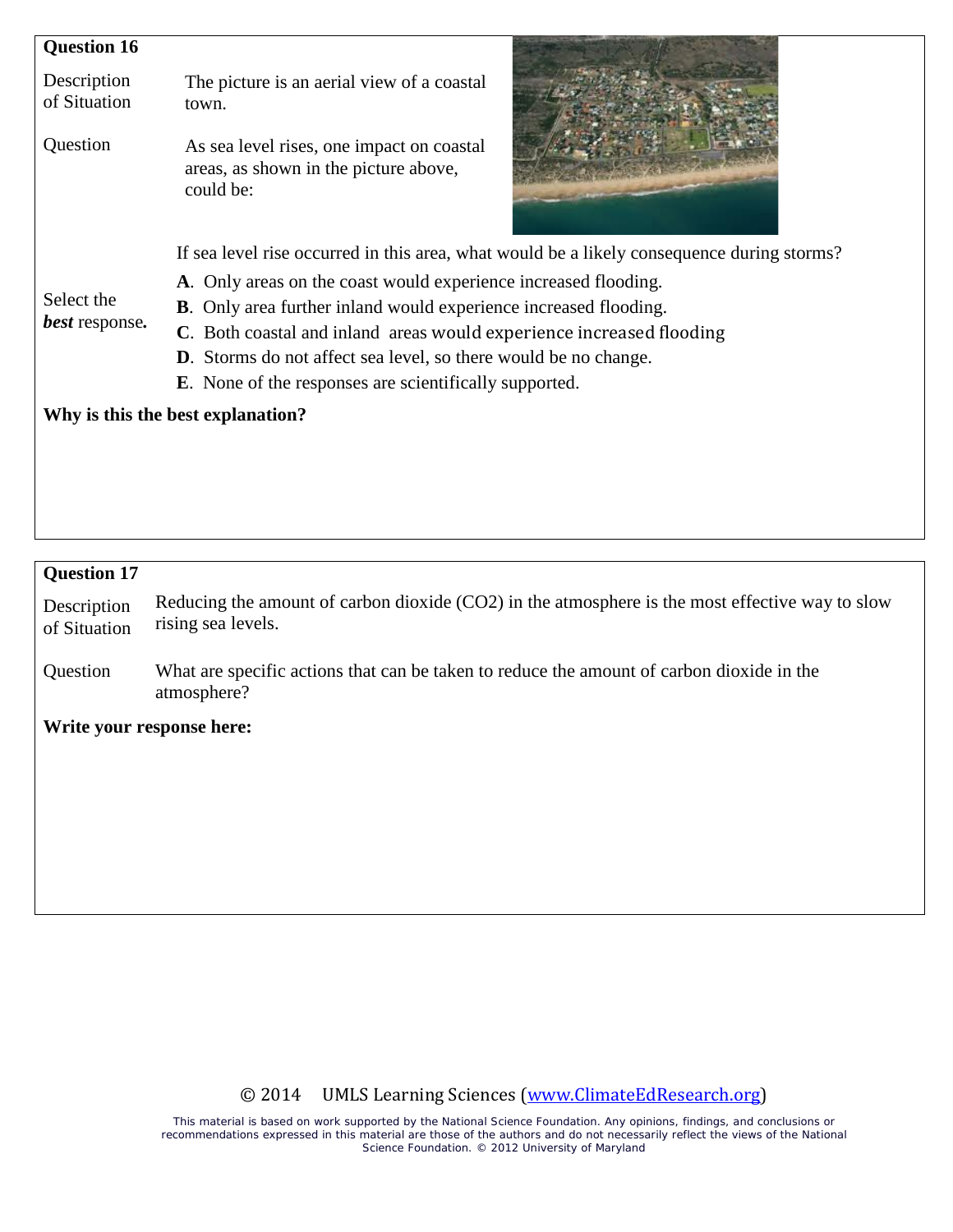**Question 16**

Description of Situation: The picture is an aerial view of a coastal town.

Question: As sea level rises, one impact on coastal areas, as shown in the picture above, could be:

If sea level rise occurred in this area, what would be a likely consequence during storms?

Select the ***best*** response**.**

**A**. Only areas on the coast would experience increased flooding.
**B**. Only area further inland would experience increased flooding.
**C**. Both coastal and inland areas would experience increased flooding
**D**. Storms do not affect sea level, so there would be no change.
**E**. None of the responses are scientifically supported.

**Why is this the best explanation?**

**Question 17**

Description of Situation: Reducing the amount of carbon dioxide (CO2) in the atmosphere is the most effective way to slow rising sea levels.

Question: What are specific actions that can be taken to reduce the amount of carbon dioxide in the atmosphere?

**Write your response here:**

© 2014 UMLS Learning Sciences (www.ClimateEdResearch.org)

This material is based on work supported by the National Science Foundation. Any opinions, findings, and conclusions or recommendations expressed in this material are those of the authors and do not necessarily reflect the views of the National Science Foundation. © 2012 University of Maryland